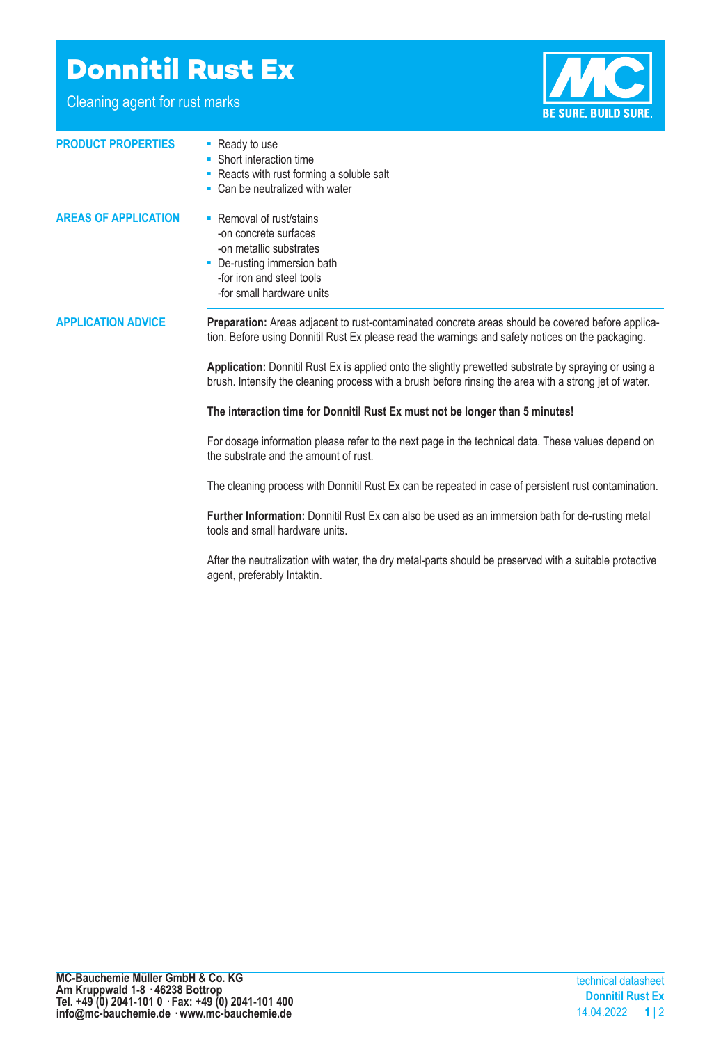# Donnitil Rust Ex

Cleaning agent for rust marks

BE SURE. BUILD SURE.

## PRODUCT PROPERTIES

- Ready to use
- Short interaction time
- Reacts with rust forming a soluble salt
- Can be neutralized with water

## AREAS OF APPLICATION

- Removal of rust/stains
  -on concrete surfaces
  -on metallic substrates
- De-rusting immersion bath
  -for iron and steel tools
  -for small hardware units

## APPLICATION ADVICE

**Preparation:** Areas adjacent to rust-contaminated concrete areas should be covered before application. Before using Donnitil Rust Ex please read the warnings and safety notices on the packaging.

**Application:** Donnitil Rust Ex is applied onto the slightly prewetted substrate by spraying or using a brush. Intensify the cleaning process with a brush before rinsing the area with a strong jet of water.

**The interaction time for Donnitil Rust Ex must not be longer than 5 minutes!**

For dosage information please refer to the next page in the technical data. These values depend on the substrate and the amount of rust.

The cleaning process with Donnitil Rust Ex can be repeated in case of persistent rust contamination.

**Further Information:** Donnitil Rust Ex can also be used as an immersion bath for de-rusting metal tools and small hardware units.

After the neutralization with water, the dry metal-parts should be preserved with a suitable protective agent, preferably Intaktin.

**MC-Bauchemie Müller GmbH & Co. KG**
**Am Kruppwald 1-8 · 46238 Bottrop**
**Tel. +49 (0) 2041-101 0 · Fax: +49 (0) 2041-101 400**
**info@mc-bauchemie.de · www.mc-bauchemie.de**

technical datasheet
**Donnitil Rust Ex**
14.04.2022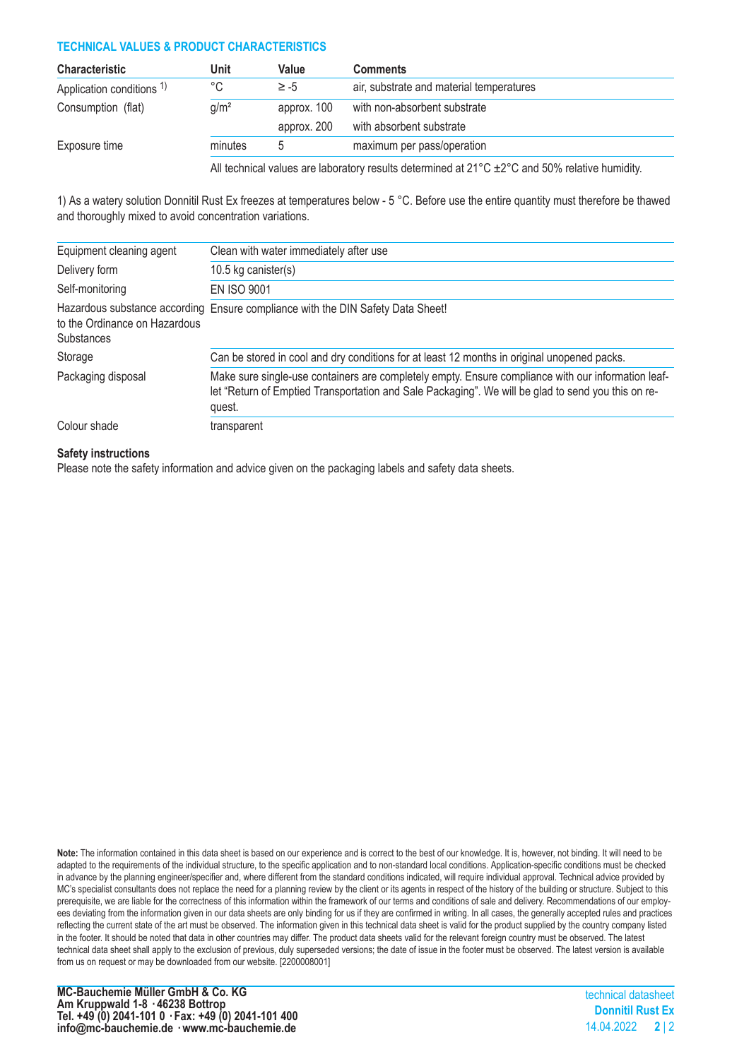### TECHNICAL VALUES & PRODUCT CHARACTERISTICS

| Characteristic | Unit | Value | Comments |
|---|---|---|---|
| Application conditions [1] | °C | ≥ -5 | air, substrate and material temperatures |
| Consumption (flat) | g/m² | approx. 100 | with non-absorbent substrate |
| | | approx. 200 | with absorbent substrate |
| Exposure time | minutes | 5 | maximum per pass/operation |

All technical values are laboratory results determined at 21°C ±2°C and 50% relative humidity.

1) As a watery solution Donnitil Rust Ex freezes at temperatures below - 5 °C. Before use the entire quantity must therefore be thawed and thoroughly mixed to avoid concentration variations.

| | |
|---|---|
| Equipment cleaning agent | Clean with water immediately after use |
| Delivery form | 10.5 kg canister(s) |
| Self-monitoring | EN ISO 9001 |
| Hazardous substance according to the Ordinance on Hazardous Substances | Ensure compliance with the DIN Safety Data Sheet! |
| Storage | Can be stored in cool and dry conditions for at least 12 months in original unopened packs. |
| Packaging disposal | Make sure single-use containers are completely empty. Ensure compliance with our information leaflet "Return of Emptied Transportation and Sale Packaging". We will be glad to send you this on request. |
| Colour shade | transparent |

**Safety instructions**
Please note the safety information and advice given on the packaging labels and safety data sheets.

**Note:** The information contained in this data sheet is based on our experience and is correct to the best of our knowledge. It is, however, not binding. It will need to be adapted to the requirements of the individual structure, to the specific application and to non-standard local conditions. Application-specific conditions must be checked in advance by the planning engineer/specifier and, where different from the standard conditions indicated, will require individual approval. Technical advice provided by MC's specialist consultants does not replace the need for a planning review by the client or its agents in respect of the history of the building or structure. Subject to this prerequisite, we are liable for the correctness of this information within the framework of our terms and conditions of sale and delivery. Recommendations of our employees deviating from the information given in our data sheets are only binding for us if they are confirmed in writing. In all cases, the generally accepted rules and practices reflecting the current state of the art must be observed. The information given in this technical data sheet is valid for the product supplied by the country company listed in the footer. It should be noted that data in other countries may differ. The product data sheets valid for the relevant foreign country must be observed. The latest technical data sheet shall apply to the exclusion of previous, duly superseded versions; the date of issue in the footer must be observed. The latest version is available from us on request or may be downloaded from our website. [2200008001]

**MC-Bauchemie Müller GmbH & Co. KG**
**Am Kruppwald 1-8 · 46238 Bottrop**
**Tel. +49 (0) 2041-101 0 · Fax: +49 (0) 2041-101 400**
**info@mc-bauchemie.de · www.mc-bauchemie.de**

technical datasheet
**Donnitil Rust Ex**
14.04.2022